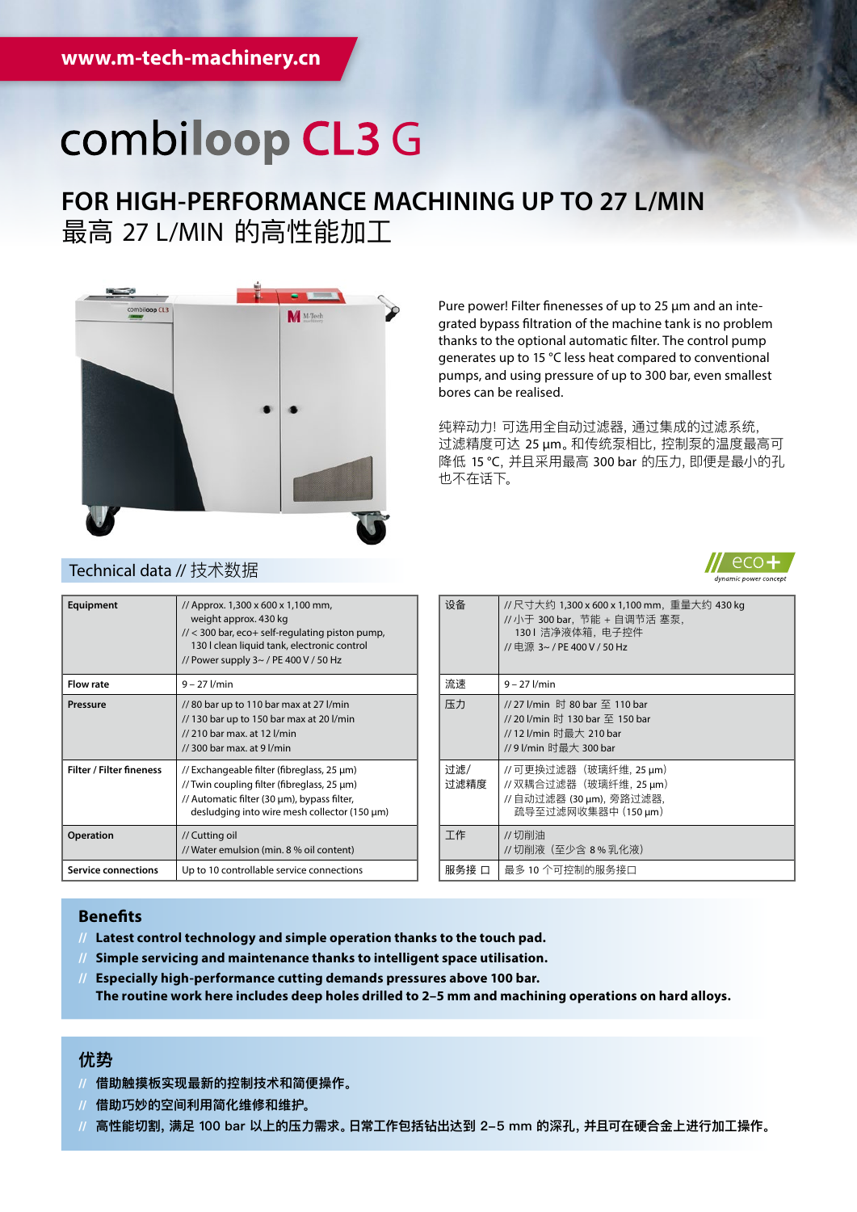www.m-tech-machinery.cn

# combiloop CL3 G

## FOR HIGH-PERFORMANCE MACHINING UP TO 27 L/MIN
## 最高 27 L/MIN 的高性能加工

Pure power! Filter finenesses of up to 25 µm and an integrated bypass filtration of the machine tank is no problem thanks to the optional automatic filter. The control pump generates up to 15 °C less heat compared to conventional pumps, and using pressure of up to 300 bar, even smallest bores can be realised.

纯粹动力! 可选用全自动过滤器, 通过集成的过滤系统, 过滤精度可达 25 µm。和传统泵相比, 控制泵的温度最高可降低 15 °C, 并且采用最高 300 bar 的压力, 即便是最小的孔也不在话下。

### Technical data // 技术数据

eco+ dynamic power concept

| | |
|---|---|
| **Equipment** | // Approx. 1,300 x 600 x 1,100 mm, weight approx. 430 kg<br>// < 300 bar, eco+ self-regulating piston pump, 130 l clean liquid tank, electronic control<br>// Power supply 3~ / PE 400 V / 50 Hz |
| **Flow rate** | 9 – 27 l/min |
| **Pressure** | // 80 bar up to 110 bar max at 27 l/min<br>// 130 bar up to 150 bar max at 20 l/min<br>// 210 bar max. at 12 l/min<br>// 300 bar max. at 9 l/min |
| **Filter / Filter fineness** | // Exchangeable filter (fibreglass, 25 µm)<br>// Twin coupling filter (fibreglass, 25 µm)<br>// Automatic filter (30 µm), bypass filter, desludging into wire mesh collector (150 µm) |
| **Operation** | // Cutting oil<br>// Water emulsion (min. 8 % oil content) |
| **Service connections** | Up to 10 controllable service connections |

| | |
|---|---|
| 设备 | // 尺寸大约 1,300 x 600 x 1,100 mm，重量大约 430 kg<br>// 小于 300 bar，节能 + 自调节活 塞泵，130 l 洁净液体箱，电子控件<br>// 电源 3~ / PE 400 V / 50 Hz |
| 流速 | 9 – 27 l/min |
| 压力 | // 27 l/min 时 80 bar 至 110 bar<br>// 20 l/min 时 130 bar 至 150 bar<br>// 12 l/min 时最大 210 bar<br>// 9 l/min 时最大 300 bar |
| 过滤/过滤精度 | // 可更换过滤器（玻璃纤维, 25 µm）<br>// 双耦合过滤器（玻璃纤维, 25 µm）<br>// 自动过滤器 (30 µm), 旁路过滤器, 疏导至过滤网收集器中（150 µm） |
| 工作 | // 切削油<br>// 切削液（至少含 8 % 乳化液） |
| 服务接 口 | 最多 10 个可控制的服务接口 |

### Benefits

// **Latest control technology and simple operation thanks to the touch pad.**
// **Simple servicing and maintenance thanks to intelligent space utilisation.**
// **Especially high-performance cutting demands pressures above 100 bar. The routine work here includes deep holes drilled to 2–5 mm and machining operations on hard alloys.**

### 优势

// **借助触摸板实现最新的控制技术和简便操作。**
// **借助巧妙的空间利用简化维修和维护。**
// **高性能切割, 满足 100 bar 以上的压力需求。日常工作包括钻出达到 2–5 mm 的深孔, 并且可在硬合金上进行加工操作。**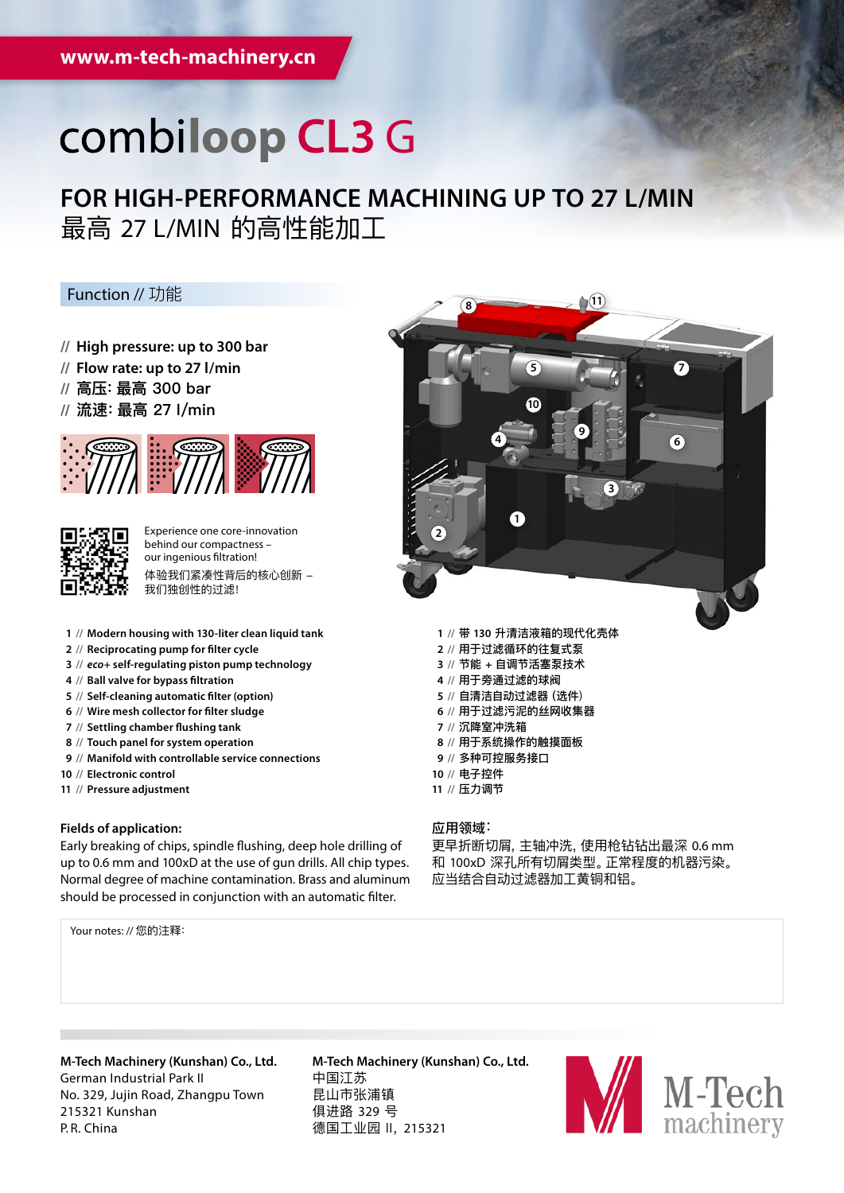www.m-tech-machinery.cn

# combiloop CL3 G

## FOR HIGH-PERFORMANCE MACHINING UP TO 27 L/MIN
## 最高 27 L/MIN 的高性能加工

### Function // 功能

// High pressure: up to 300 bar
// Flow rate: up to 27 l/min
// 高压: 最高 300 bar
// 流速: 最高 27 l/min

Experience one core-innovation behind our compactness – our ingenious filtration!
体验我们紧凑性背后的核心创新 – 我们独创性的过滤!

1 // Modern housing with 130-liter clean liquid tank
2 // Reciprocating pump for filter cycle
3 // *eco+* self-regulating piston pump technology
4 // Ball valve for bypass filtration
5 // Self-cleaning automatic filter (option)
6 // Wire mesh collector for filter sludge
7 // Settling chamber flushing tank
8 // Touch panel for system operation
9 // Manifold with controllable service connections
10 // Electronic control
11 // Pressure adjustment

1 // 带 130 升清洁液箱的现代化壳体
2 // 用于过滤循环的往复式泵
3 // 节能 + 自调节活塞泵技术
4 // 用于旁通过滤的球阀
5 // 自清洁自动过滤器 (选件)
6 // 用于过滤污泥的丝网收集器
7 // 沉降室冲洗箱
8 // 用于系统操作的触摸面板
9 // 多种可控服务接口
10 // 电子控件
11 // 压力调节

**Fields of application:**
Early breaking of chips, spindle flushing, deep hole drilling of up to 0.6 mm and 100xD at the use of gun drills. All chip types. Normal degree of machine contamination. Brass and aluminum should be processed in conjunction with an automatic filter.

**应用领域:**
更早折断切屑, 主轴冲洗, 使用枪钻钻出最深 0.6 mm 和 100xD 深孔所有切屑类型。正常程度的机器污染。应当结合自动过滤器加工黄铜和铝。

Your notes: // 您的注释:

**M-Tech Machinery (Kunshan) Co., Ltd.**
German Industrial Park II
No. 329, Jujin Road, Zhangpu Town
215321 Kunshan
P.R. China

**M-Tech Machinery (Kunshan) Co., Ltd.**
中国江苏
昆山市张浦镇
俱进路 329 号
德国工业园 II, 215321

M-Tech machinery